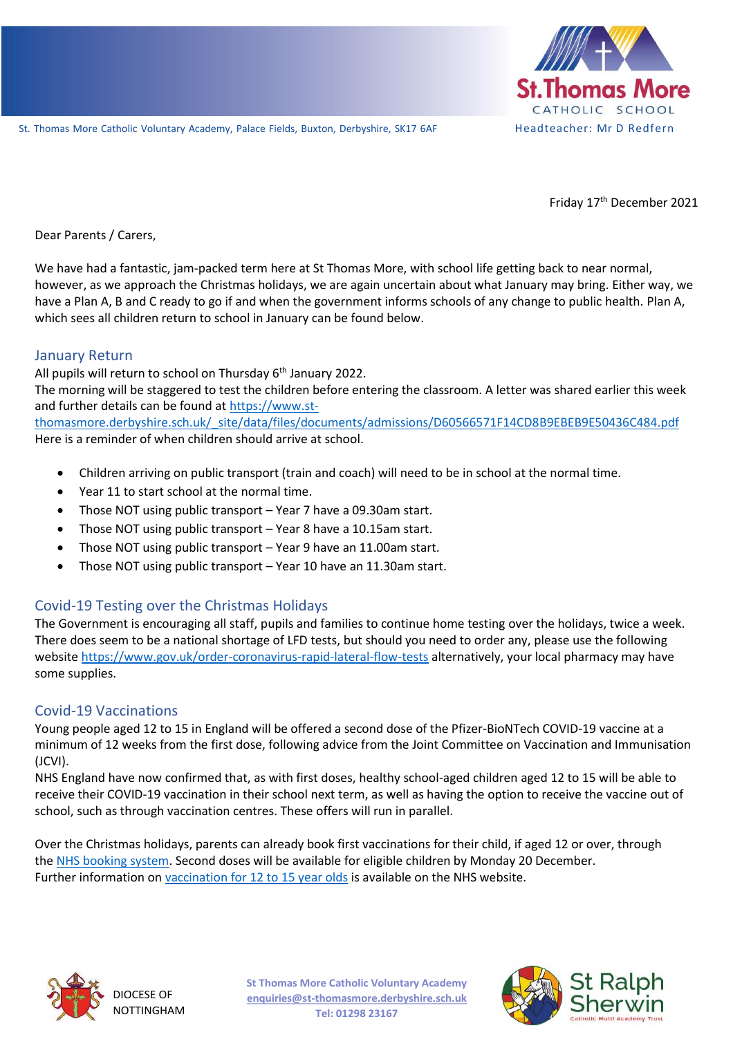St Thomas More Catholic School

St. Thomas More Catholic Voluntary Academy, Palace Fields, Buxton, Derbyshire, SK17 6AF

Headteacher: Mr D Redfern

Friday 17th December 2021

Dear Parents / Carers,

We have had a fantastic, jam-packed term here at St Thomas More, with school life getting back to near normal, however, as we approach the Christmas holidays, we are again uncertain about what January may bring. Either way, we have a Plan A, B and C ready to go if and when the government informs schools of any change to public health. Plan A, which sees all children return to school in January can be found below.

## January Return

All pupils will return to school on Thursday 6th January 2022.

The morning will be staggered to test the children before entering the classroom. A letter was shared earlier this week and further details can be found at https://www.st-thomasmore.derbyshire.sch.uk/_site/data/files/documents/admissions/D60566571F14CD8B9EBEB9E50436C484.pdf

Here is a reminder of when children should arrive at school.

- Children arriving on public transport (train and coach) will need to be in school at the normal time.
- Year 11 to start school at the normal time.
- Those NOT using public transport – Year 7 have a 09.30am start.
- Those NOT using public transport – Year 8 have a 10.15am start.
- Those NOT using public transport – Year 9 have an 11.00am start.
- Those NOT using public transport – Year 10 have an 11.30am start.

## Covid-19 Testing over the Christmas Holidays

The Government is encouraging all staff, pupils and families to continue home testing over the holidays, twice a week. There does seem to be a national shortage of LFD tests, but should you need to order any, please use the following website https://www.gov.uk/order-coronavirus-rapid-lateral-flow-tests alternatively, your local pharmacy may have some supplies.

## Covid-19 Vaccinations

Young people aged 12 to 15 in England will be offered a second dose of the Pfizer-BioNTech COVID-19 vaccine at a minimum of 12 weeks from the first dose, following advice from the Joint Committee on Vaccination and Immunisation (JCVI).

NHS England have now confirmed that, as with first doses, healthy school-aged children aged 12 to 15 will be able to receive their COVID-19 vaccination in their school next term, as well as having the option to receive the vaccine out of school, such as through vaccination centres. These offers will run in parallel.

Over the Christmas holidays, parents can already book first vaccinations for their child, if aged 12 or over, through the NHS booking system. Second doses will be available for eligible children by Monday 20 December.

Further information on vaccination for 12 to 15 year olds is available on the NHS website.

DIOCESE OF NOTTINGHAM

St Thomas More Catholic Voluntary Academy
enquiries@st-thomasmore.derbyshire.sch.uk
Tel: 01298 23167

St Ralph Sherwin Catholic Multi Academy Trust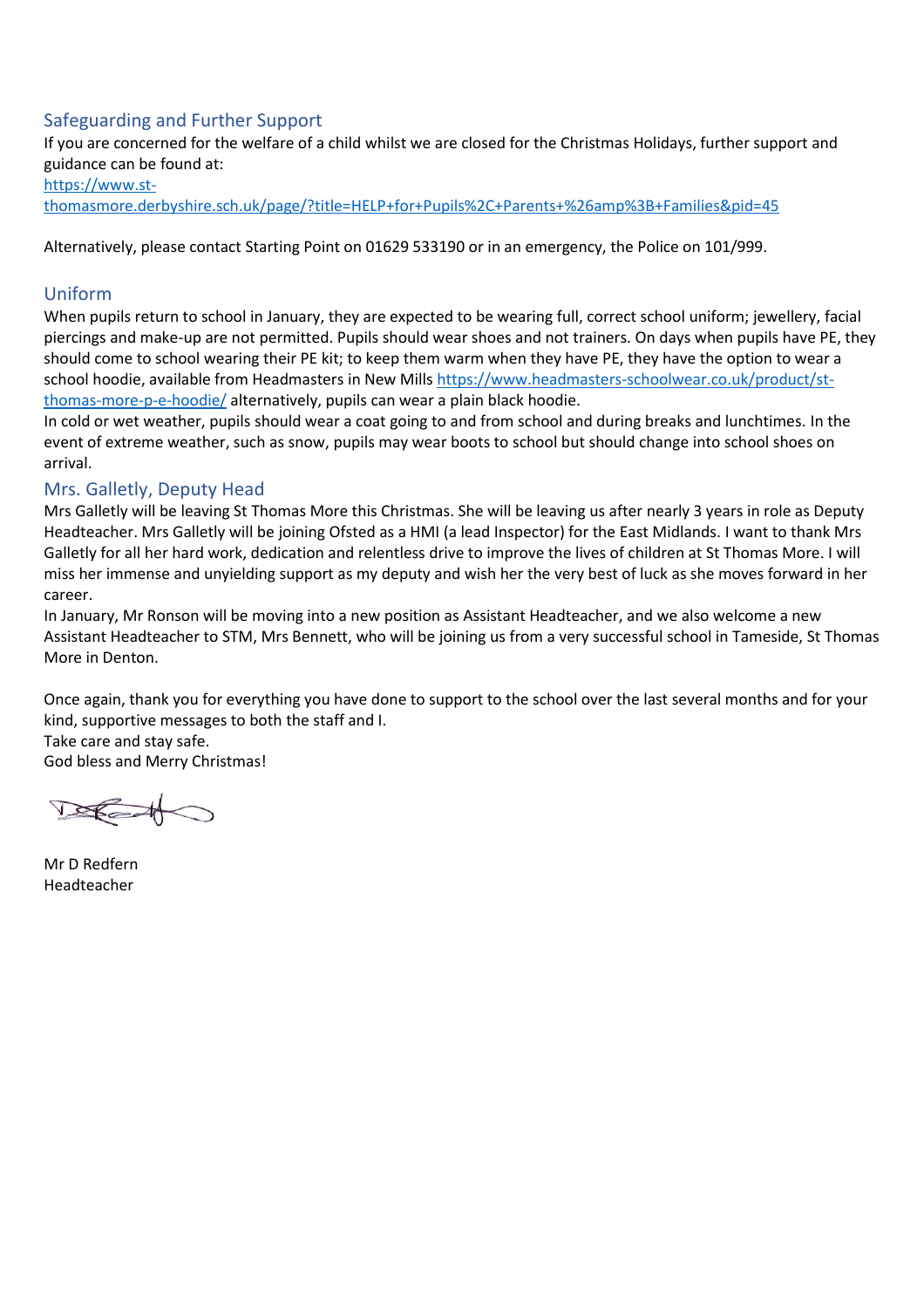## Safeguarding and Further Support

If you are concerned for the welfare of a child whilst we are closed for the Christmas Holidays, further support and guidance can be found at:
https://www.st-thomasmore.derbyshire.sch.uk/page/?title=HELP+for+Pupils%2C+Parents+%26amp%3B+Families&pid=45

Alternatively, please contact Starting Point on 01629 533190 or in an emergency, the Police on 101/999.

## Uniform

When pupils return to school in January, they are expected to be wearing full, correct school uniform; jewellery, facial piercings and make-up are not permitted. Pupils should wear shoes and not trainers. On days when pupils have PE, they should come to school wearing their PE kit; to keep them warm when they have PE, they have the option to wear a school hoodie, available from Headmasters in New Mills https://www.headmasters-schoolwear.co.uk/product/st-thomas-more-p-e-hoodie/ alternatively, pupils can wear a plain black hoodie.
In cold or wet weather, pupils should wear a coat going to and from school and during breaks and lunchtimes. In the event of extreme weather, such as snow, pupils may wear boots to school but should change into school shoes on arrival.

## Mrs. Galletly, Deputy Head

Mrs Galletly will be leaving St Thomas More this Christmas. She will be leaving us after nearly 3 years in role as Deputy Headteacher. Mrs Galletly will be joining Ofsted as a HMI (a lead Inspector) for the East Midlands. I want to thank Mrs Galletly for all her hard work, dedication and relentless drive to improve the lives of children at St Thomas More. I will miss her immense and unyielding support as my deputy and wish her the very best of luck as she moves forward in her career.
In January, Mr Ronson will be moving into a new position as Assistant Headteacher, and we also welcome a new Assistant Headteacher to STM, Mrs Bennett, who will be joining us from a very successful school in Tameside, St Thomas More in Denton.

Once again, thank you for everything you have done to support to the school over the last several months and for your kind, supportive messages to both the staff and I.
Take care and stay safe.
God bless and Merry Christmas!

Mr D Redfern
Headteacher